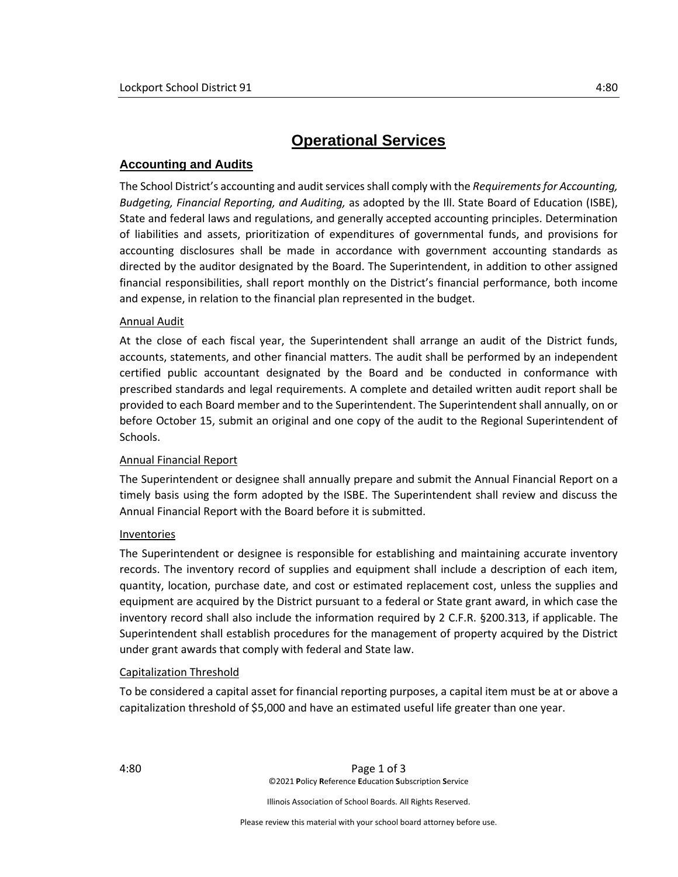# Operational Services

## Accounting and Audits

The School District's accounting and audit services shall comply with the *Requirements for Accounting, Budgeting, Financial Reporting, and Auditing,* as adopted by the Ill. State Board of Education (ISBE), State and federal laws and regulations, and generally accepted accounting principles. Determination of liabilities and assets, prioritization of expenditures of governmental funds, and provisions for accounting disclosures shall be made in accordance with government accounting standards as directed by the auditor designated by the Board. The Superintendent, in addition to other assigned financial responsibilities, shall report monthly on the District's financial performance, both income and expense, in relation to the financial plan represented in the budget.

### Annual Audit

At the close of each fiscal year, the Superintendent shall arrange an audit of the District funds, accounts, statements, and other financial matters. The audit shall be performed by an independent certified public accountant designated by the Board and be conducted in conformance with prescribed standards and legal requirements. A complete and detailed written audit report shall be provided to each Board member and to the Superintendent. The Superintendent shall annually, on or before October 15, submit an original and one copy of the audit to the Regional Superintendent of Schools.

### Annual Financial Report

The Superintendent or designee shall annually prepare and submit the Annual Financial Report on a timely basis using the form adopted by the ISBE. The Superintendent shall review and discuss the Annual Financial Report with the Board before it is submitted.

### Inventories

The Superintendent or designee is responsible for establishing and maintaining accurate inventory records. The inventory record of supplies and equipment shall include a description of each item, quantity, location, purchase date, and cost or estimated replacement cost, unless the supplies and equipment are acquired by the District pursuant to a federal or State grant award, in which case the inventory record shall also include the information required by 2 C.F.R. §200.313, if applicable. The Superintendent shall establish procedures for the management of property acquired by the District under grant awards that comply with federal and State law.

### Capitalization Threshold

To be considered a capital asset for financial reporting purposes, a capital item must be at or above a capitalization threshold of $5,000 and have an estimated useful life greater than one year.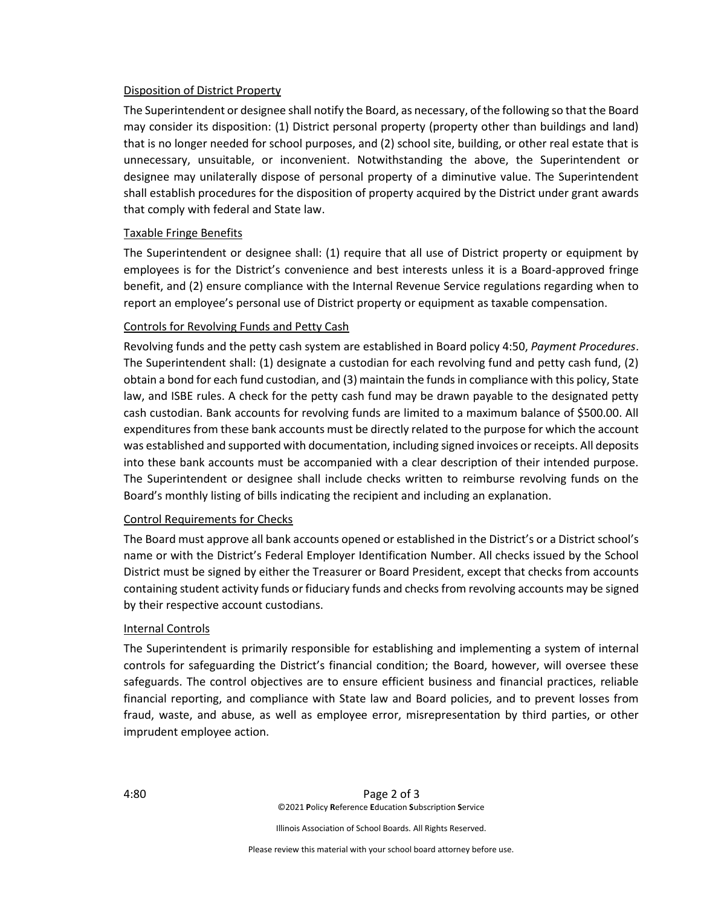Disposition of District Property

The Superintendent or designee shall notify the Board, as necessary, of the following so that the Board may consider its disposition: (1) District personal property (property other than buildings and land) that is no longer needed for school purposes, and (2) school site, building, or other real estate that is unnecessary, unsuitable, or inconvenient. Notwithstanding the above, the Superintendent or designee may unilaterally dispose of personal property of a diminutive value. The Superintendent shall establish procedures for the disposition of property acquired by the District under grant awards that comply with federal and State law.

Taxable Fringe Benefits

The Superintendent or designee shall: (1) require that all use of District property or equipment by employees is for the District's convenience and best interests unless it is a Board-approved fringe benefit, and (2) ensure compliance with the Internal Revenue Service regulations regarding when to report an employee's personal use of District property or equipment as taxable compensation.

Controls for Revolving Funds and Petty Cash

Revolving funds and the petty cash system are established in Board policy 4:50, *Payment Procedures*. The Superintendent shall: (1) designate a custodian for each revolving fund and petty cash fund, (2) obtain a bond for each fund custodian, and (3) maintain the funds in compliance with this policy, State law, and ISBE rules. A check for the petty cash fund may be drawn payable to the designated petty cash custodian. Bank accounts for revolving funds are limited to a maximum balance of $500.00. All expenditures from these bank accounts must be directly related to the purpose for which the account was established and supported with documentation, including signed invoices or receipts. All deposits into these bank accounts must be accompanied with a clear description of their intended purpose. The Superintendent or designee shall include checks written to reimburse revolving funds on the Board's monthly listing of bills indicating the recipient and including an explanation.

Control Requirements for Checks

The Board must approve all bank accounts opened or established in the District's or a District school's name or with the District's Federal Employer Identification Number. All checks issued by the School District must be signed by either the Treasurer or Board President, except that checks from accounts containing student activity funds or fiduciary funds and checks from revolving accounts may be signed by their respective account custodians.

Internal Controls

The Superintendent is primarily responsible for establishing and implementing a system of internal controls for safeguarding the District's financial condition; the Board, however, will oversee these safeguards. The control objectives are to ensure efficient business and financial practices, reliable financial reporting, and compliance with State law and Board policies, and to prevent losses from fraud, waste, and abuse, as well as employee error, misrepresentation by third parties, or other imprudent employee action.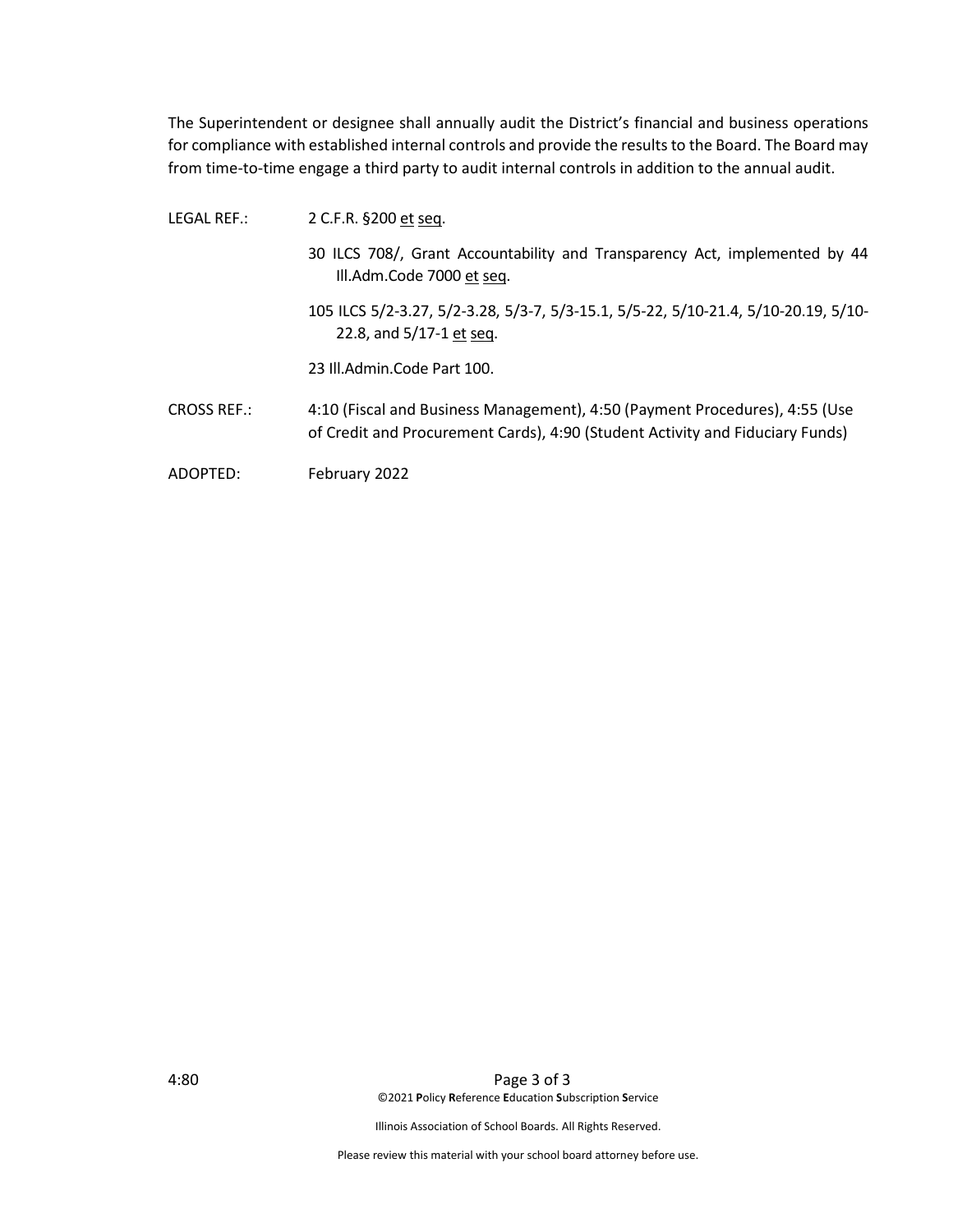The Superintendent or designee shall annually audit the District's financial and business operations for compliance with established internal controls and provide the results to the Board. The Board may from time-to-time engage a third party to audit internal controls in addition to the annual audit.

LEGAL REF.: 2 C.F.R. §200 et seq.

30 ILCS 708/, Grant Accountability and Transparency Act, implemented by 44 Ill.Adm.Code 7000 et seq.

105 ILCS 5/2-3.27, 5/2-3.28, 5/3-7, 5/3-15.1, 5/5-22, 5/10-21.4, 5/10-20.19, 5/10-22.8, and 5/17-1 et seq.

23 Ill.Admin.Code Part 100.

CROSS REF.: 4:10 (Fiscal and Business Management), 4:50 (Payment Procedures), 4:55 (Use of Credit and Procurement Cards), 4:90 (Student Activity and Fiduciary Funds)

ADOPTED: February 2022